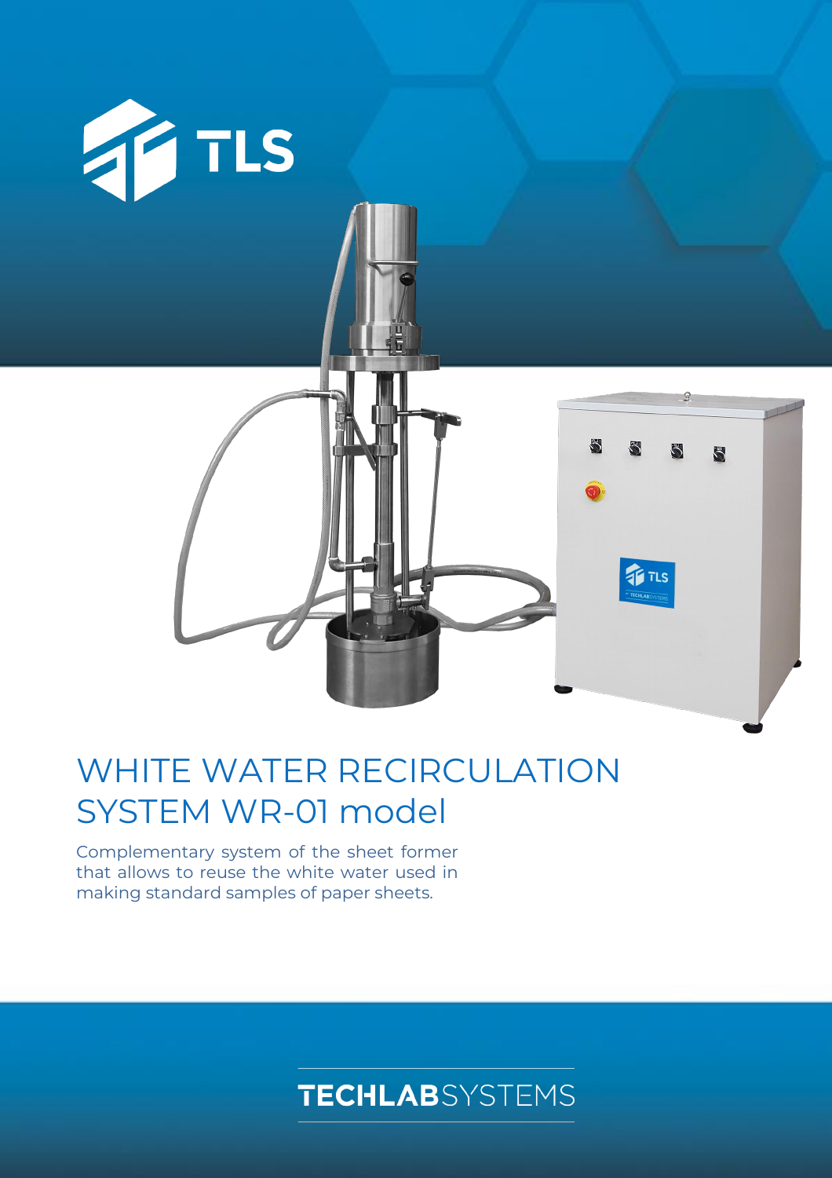TLS

# WHITE WATER RECIRCULATION SYSTEM WR-01 model

Complementary system of the sheet former that allows to reuse the white water used in making standard samples of paper sheets.

TECHLABSYSTEMS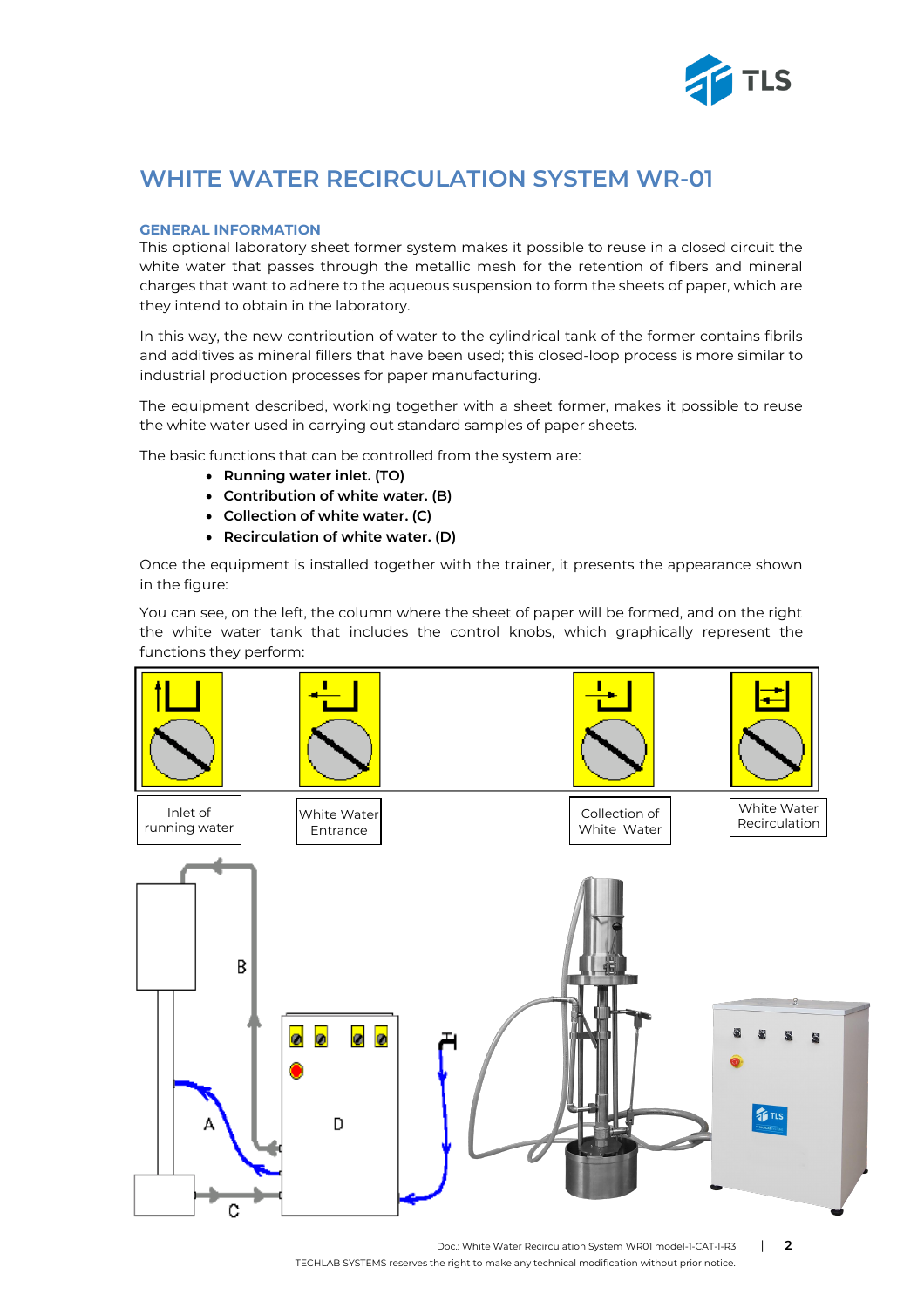# WHITE WATER RECIRCULATION SYSTEM WR-01

## GENERAL INFORMATION

This optional laboratory sheet former system makes it possible to reuse in a closed circuit the white water that passes through the metallic mesh for the retention of fibers and mineral charges that want to adhere to the aqueous suspension to form the sheets of paper, which are they intend to obtain in the laboratory.

In this way, the new contribution of water to the cylindrical tank of the former contains fibrils and additives as mineral fillers that have been used; this closed-loop process is more similar to industrial production processes for paper manufacturing.

The equipment described, working together with a sheet former, makes it possible to reuse the white water used in carrying out standard samples of paper sheets.

The basic functions that can be controlled from the system are:

- **Running water inlet. (TO)**
- **Contribution of white water. (B)**
- **Collection of white water. (C)**
- **Recirculation of white water. (D)**

Once the equipment is installed together with the trainer, it presents the appearance shown in the figure:

You can see, on the left, the column where the sheet of paper will be formed, and on the right the white water tank that includes the control knobs, which graphically represent the functions they perform:

Inlet of running water

White Water Entrance

Collection of White Water

White Water Recirculation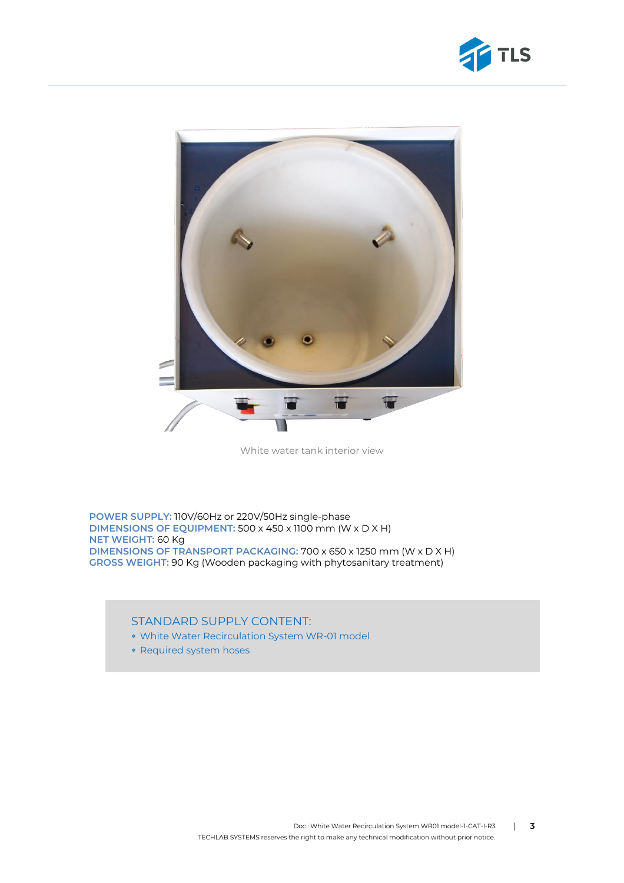White water tank interior view

**POWER SUPPLY:** 110V/60Hz or 220V/50Hz single-phase
**DIMENSIONS OF EQUIPMENT:** 500 x 450 x 1100 mm (W x D X H)
**NET WEIGHT:** 60 Kg
**DIMENSIONS OF TRANSPORT PACKAGING:** 700 x 650 x 1250 mm (W x D X H)
**GROSS WEIGHT:** 90 Kg (Wooden packaging with phytosanitary treatment)

## STANDARD SUPPLY CONTENT:

- White Water Recirculation System WR-01 model
- Required system hoses